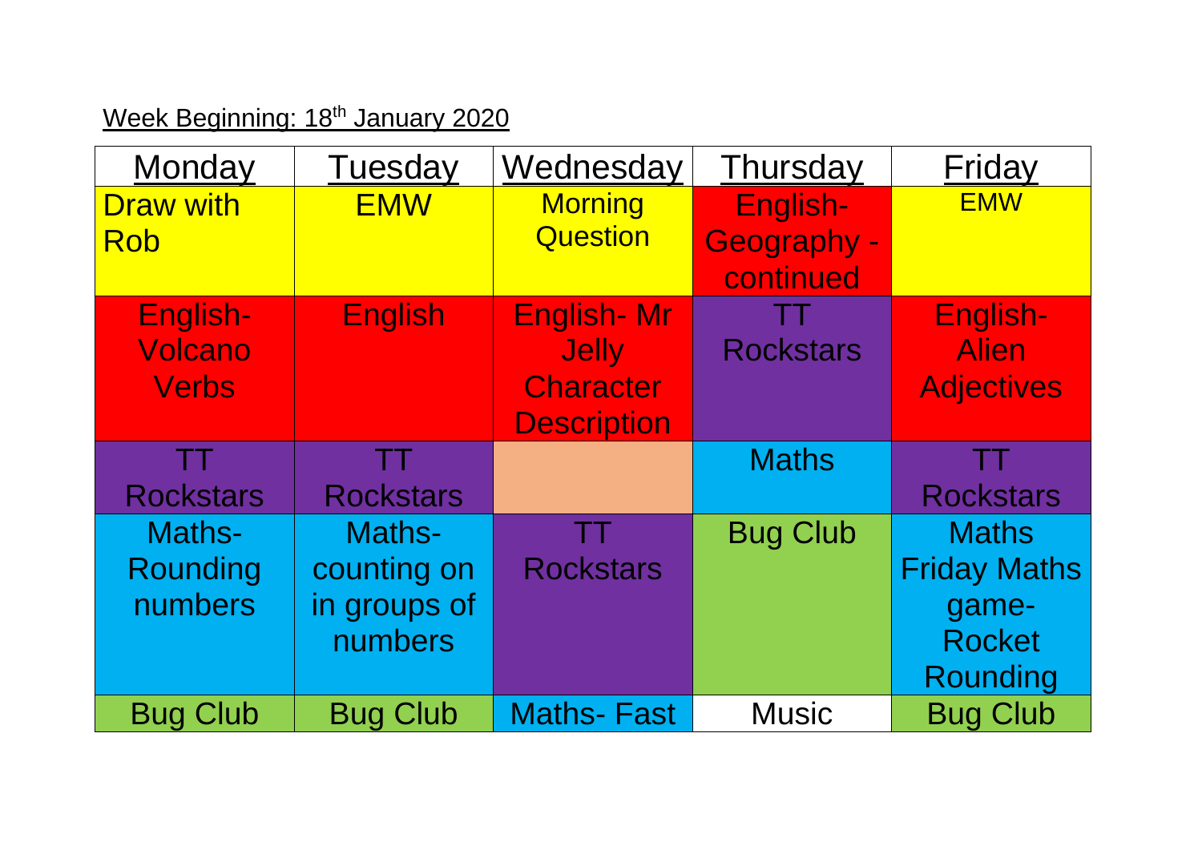Week Beginning: 18th January 2020

| Monday | Tuesday | Wednesday | Thursday | Friday |
|---|---|---|---|---|
| Draw with Rob | EMW | Morning Question | English- Geography - continued | EMW |
| English- Volcano Verbs | English | English- Mr Jelly Character Description | TT Rockstars | English- Alien Adjectives |
| TT Rockstars | TT Rockstars | | Maths | TT Rockstars |
| Maths- Rounding numbers | Maths- counting on in groups of numbers | TT Rockstars | Bug Club | Maths Friday Maths game- Rocket Rounding |
| Bug Club | Bug Club | Maths- Fast | Music | Bug Club |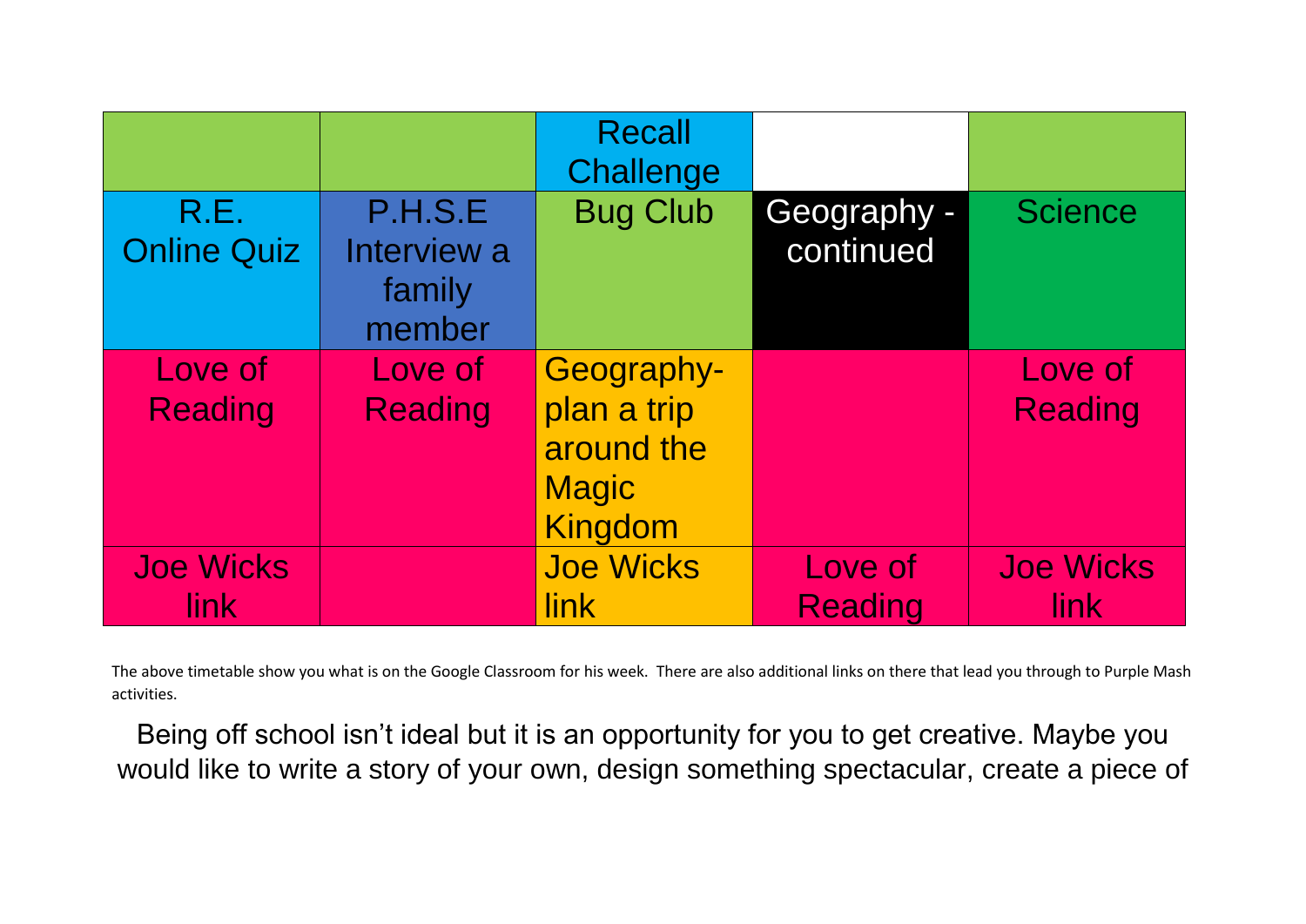| | | Recall Challenge | | |
|---|---|---|---|---|
| R.E. Online Quiz | P.H.S.E Interview a family member | Bug Club | Geography - continued | Science |
| Love of Reading | Love of Reading | Geography- plan a trip around the Magic Kingdom | | Love of Reading |
| Joe Wicks link | | Joe Wicks link | Love of Reading | Joe Wicks link |

The above timetable show you what is on the Google Classroom for his week. There are also additional links on there that lead you through to Purple Mash activities.

Being off school isn't ideal but it is an opportunity for you to get creative. Maybe you would like to write a story of your own, design something spectacular, create a piece of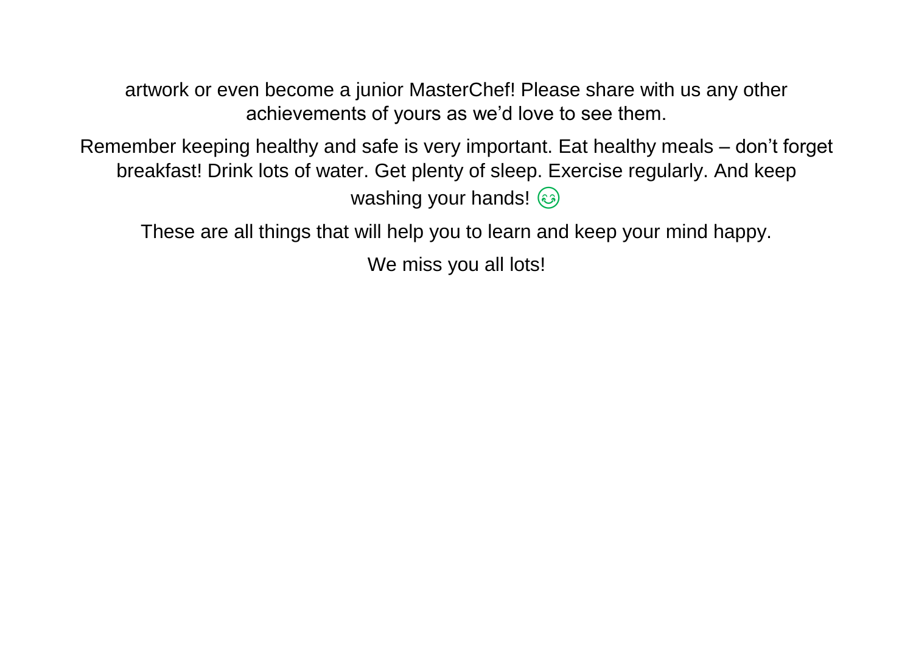artwork or even become a junior MasterChef! Please share with us any other achievements of yours as we'd love to see them.

Remember keeping healthy and safe is very important. Eat healthy meals – don't forget breakfast! Drink lots of water. Get plenty of sleep. Exercise regularly. And keep washing your hands! 😊

These are all things that will help you to learn and keep your mind happy.

We miss you all lots!